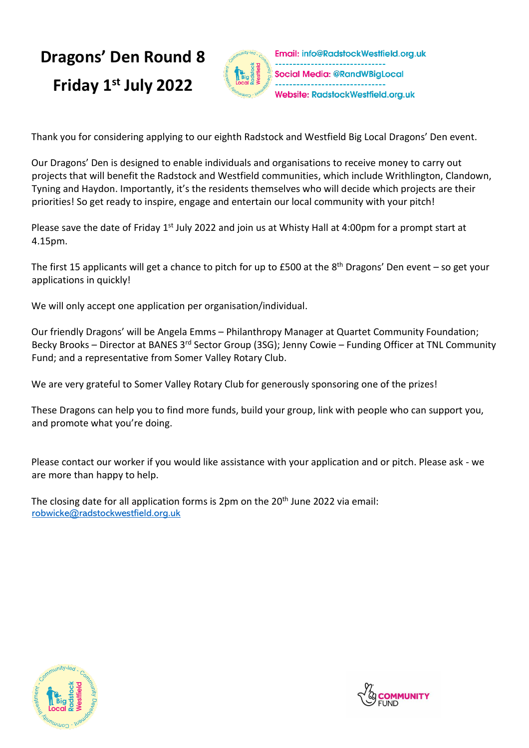# Dragons' Den Round 8

# Friday 1st July 2022

Email: info@RadstockWestfield.org.uk

Social Media: @RandWBigLocal

Website: RadstockWestfield.org.uk

Thank you for considering applying to our eighth Radstock and Westfield Big Local Dragons' Den event.

Our Dragons' Den is designed to enable individuals and organisations to receive money to carry out projects that will benefit the Radstock and Westfield communities, which include Writhlington, Clandown, Tyning and Haydon. Importantly, it's the residents themselves who will decide which projects are their priorities! So get ready to inspire, engage and entertain our local community with your pitch!

Please save the date of Friday 1st July 2022 and join us at Whisty Hall at 4:00pm for a prompt start at 4.15pm.

The first 15 applicants will get a chance to pitch for up to £500 at the 8th Dragons' Den event – so get your applications in quickly!

We will only accept one application per organisation/individual.

Our friendly Dragons' will be Angela Emms – Philanthropy Manager at Quartet Community Foundation; Becky Brooks – Director at BANES 3rd Sector Group (3SG); Jenny Cowie – Funding Officer at TNL Community Fund; and a representative from Somer Valley Rotary Club.

We are very grateful to Somer Valley Rotary Club for generously sponsoring one of the prizes!

These Dragons can help you to find more funds, build your group, link with people who can support you, and promote what you're doing.

Please contact our worker if you would like assistance with your application and or pitch. Please ask - we are more than happy to help.

The closing date for all application forms is 2pm on the 20th June 2022 via email: robwicke@radstockwestfield.org.uk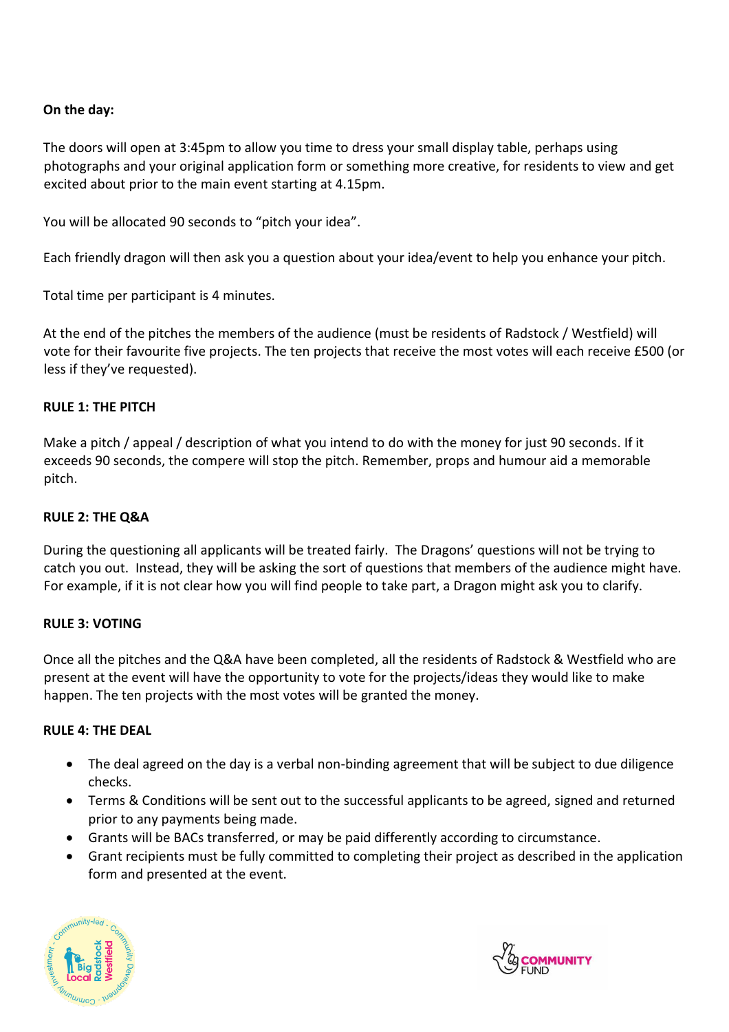**On the day:**

The doors will open at 3:45pm to allow you time to dress your small display table, perhaps using photographs and your original application form or something more creative, for residents to view and get excited about prior to the main event starting at 4.15pm.

You will be allocated 90 seconds to "pitch your idea".

Each friendly dragon will then ask you a question about your idea/event to help you enhance your pitch.

Total time per participant is 4 minutes.

At the end of the pitches the members of the audience (must be residents of Radstock / Westfield) will vote for their favourite five projects. The ten projects that receive the most votes will each receive £500 (or less if they've requested).

**RULE 1: THE PITCH**

Make a pitch / appeal / description of what you intend to do with the money for just 90 seconds. If it exceeds 90 seconds, the compere will stop the pitch. Remember, props and humour aid a memorable pitch.

**RULE 2: THE Q&A**

During the questioning all applicants will be treated fairly. The Dragons' questions will not be trying to catch you out. Instead, they will be asking the sort of questions that members of the audience might have. For example, if it is not clear how you will find people to take part, a Dragon might ask you to clarify.

**RULE 3: VOTING**

Once all the pitches and the Q&A have been completed, all the residents of Radstock & Westfield who are present at the event will have the opportunity to vote for the projects/ideas they would like to make happen. The ten projects with the most votes will be granted the money.

**RULE 4: THE DEAL**

- The deal agreed on the day is a verbal non-binding agreement that will be subject to due diligence checks.
- Terms & Conditions will be sent out to the successful applicants to be agreed, signed and returned prior to any payments being made.
- Grants will be BACs transferred, or may be paid differently according to circumstance.
- Grant recipients must be fully committed to completing their project as described in the application form and presented at the event.